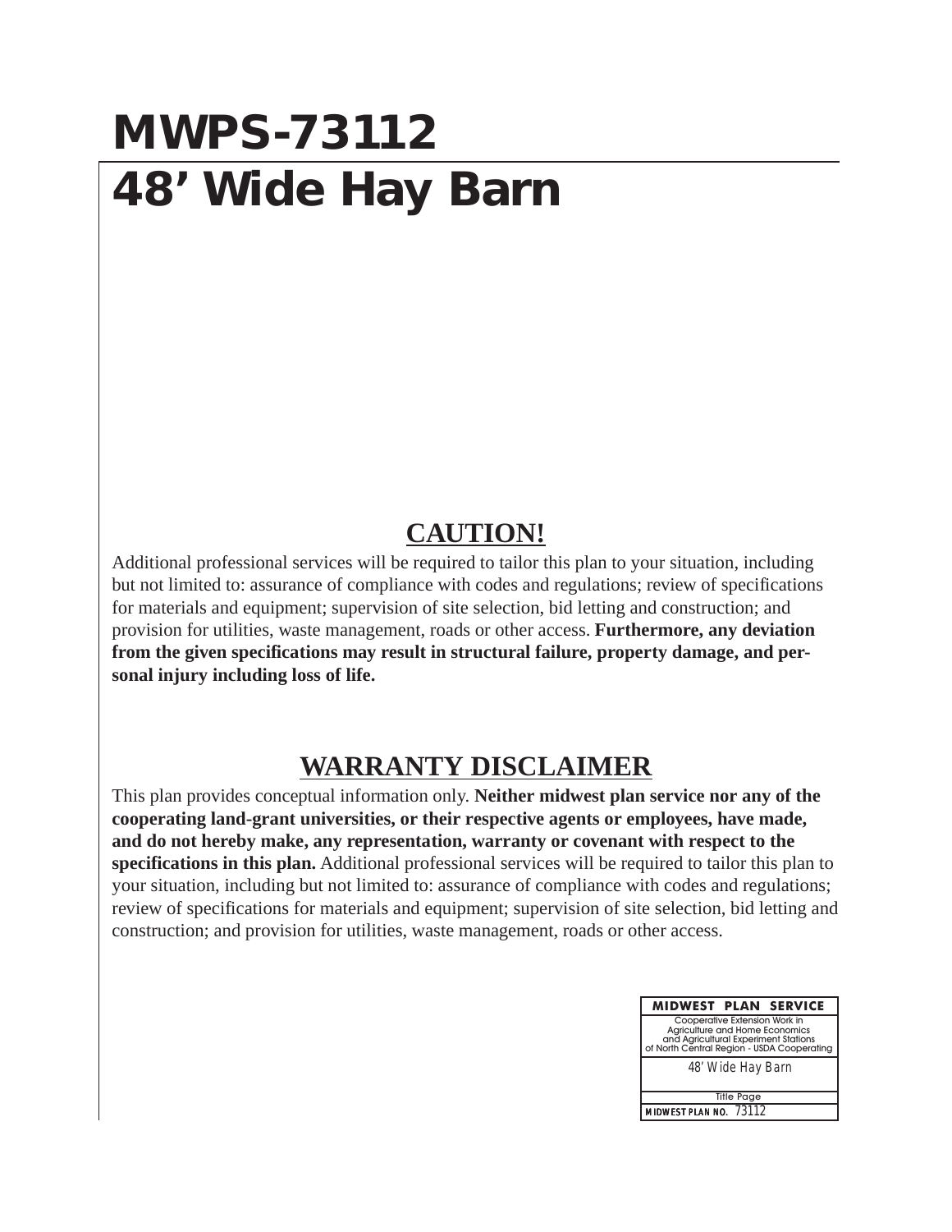# MWPS-73112

# 48' Wide Hay Barn

## CAUTION!

Additional professional services will be required to tailor this plan to your situation, including but not limited to: assurance of compliance with codes and regulations; review of specifications for materials and equipment; supervision of site selection, bid letting and construction; and provision for utilities, waste management, roads or other access. **Furthermore, any deviation from the given specifications may result in structural failure, property damage, and personal injury including loss of life.**

## WARRANTY DISCLAIMER

This plan provides conceptual information only. **Neither midwest plan service nor any of the cooperating land-grant universities, or their respective agents or employees, have made, and do not hereby make, any representation, warranty or covenant with respect to the specifications in this plan.** Additional professional services will be required to tailor this plan to your situation, including but not limited to: assurance of compliance with codes and regulations; review of specifications for materials and equipment; supervision of site selection, bid letting and construction; and provision for utilities, waste management, roads or other access.

| MIDWEST PLAN SERVICE |
|---|
| Cooperative Extension Work in Agriculture and Home Economics and Agricultural Experiment Stations of North Central Region - USDA Cooperating |
| 48' Wide Hay Barn |
| Title Page |
| MIDWEST PLAN NO. 73112 |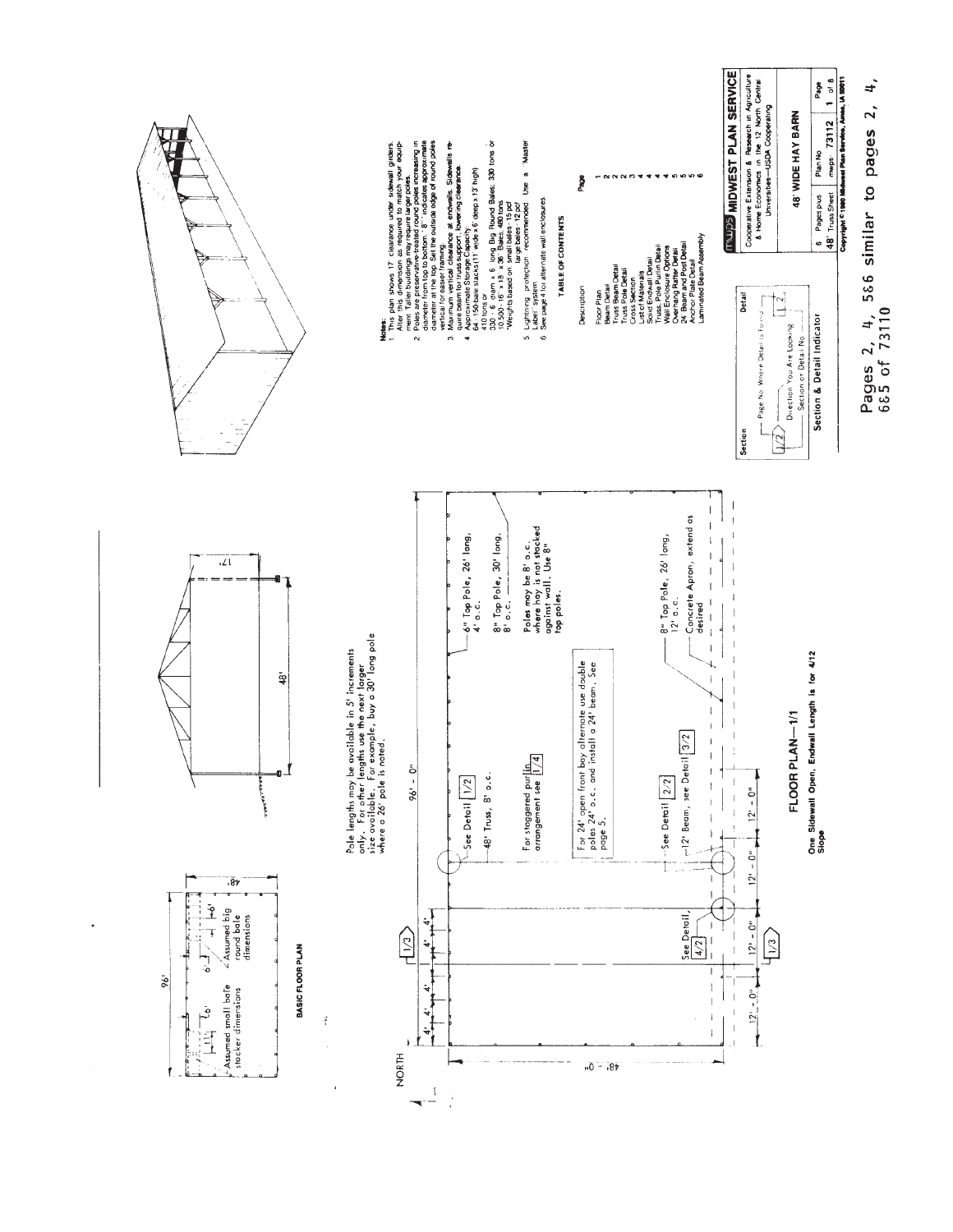## BASIC FLOOR PLAN

96'

48'

4' 4' 4' 4' 4' 4'

6' 6' 6'

Assumed small bale stacker dimensions

Assumed big round bale dimensions

17'

48'

Pole lengths may be available in 5' increments only. For other lengths use the next larger size available. For example, buy a 30' long pole where a 26' pole is noted.

NORTH

96' - 0"

48' - 0"

See Detail 1/2

48' Truss, 8' o.c.

For staggered purlin arrangement see 1/4

For 24' open front bay alternate use double poles 24' o.c. and install a 24' beam. See page 5.

See Detail 2/2

12' Beam, see Detail 3/2

See Detail 4/2

1/3

1/3

12' - 0" 12' - 0" 12' - 0" 12' - 0"

6" Top Pole, 26' long, 4' o.c.

8" Top Pole, 30' long, 8' o.c.

Poles may be 8' o.c. where hay is not stacked against wall. Use 8" top poles.

8" Top Pole, 26' long, 12' o.c.

Concrete Apron, extend as desired

## FLOOR PLAN—1/1

One Sidewall Open, Endwall Length is for 4/12 Slope

**Notes:**

1. This plan shows 17' clearance under sidewall girders. Alter this dimension as required to match your equipment. Taller buildings may require larger poles.
2. Poles are preservative-treated round poles increasing in diameter from top to bottom. 8" indicates approximate diameter at the top. Set the outside edge of round poles vertical for easier framing.
3. Maximum vertical clearance at endwalls. Sidewalls require beam for truss support, lowering clearance.
4. Approximate Storage Capacity:
   64 - 150 bale stacks (11' wide x 6' deep x 13' high)
   410 tons or
   330 - 6' diam x 6' long Big Round Bales; 330 tons or
   10,500 - 16" x 18" x 36" Bales; 480 tons
   *Weights based on: small bales - 15 pcf; large bales - 12 pcf
5. Lightning protection recommended. Use a "Master Label" System.
6. See page 4 for alternate wall enclosures.

**TABLE OF CONTENTS**

| Description | Page |
|---|---|
| Floor Plan | 1 |
| Beam Detail | 2 |
| Truss Beam Detail | 2 |
| Truss Pole Detail | 2 |
| Cross Section | 3 |
| List of Materials | 3 |
| Solid Endwall Detail | 4 |
| Truss, Pole Purlin Detail | 4 |
| Wall Enclosure Options | 4 |
| Overhang Rafter Detail | 5 |
| 24' Beam and Post Detail | 5 |
| Anchor Plate Detail | 5 |
| Laminated Beam Assembly | 6 |

**Section & Detail Indicator**

Section — Detail

Page No. Where Detail is Found

Direction You Are Looking

Section or Detail No.

**MWPS MIDWEST PLAN SERVICE**

Cooperative Extension & Research in Agriculture & Home Economics in the 12 North Central Universities—USDA Cooperating

**48' WIDE HAY BARN**

| 6 Pages plus | Plan No. | Page |
|---|---|---|
| 48' Truss Sheet | mwps-73112 | 1 of 8 |

Copyright © 1980 Midwest Plan Service, Ames, IA 50011

Pages 2, 4, 5&6 similar to pages 2, 4, 6&5 of 73110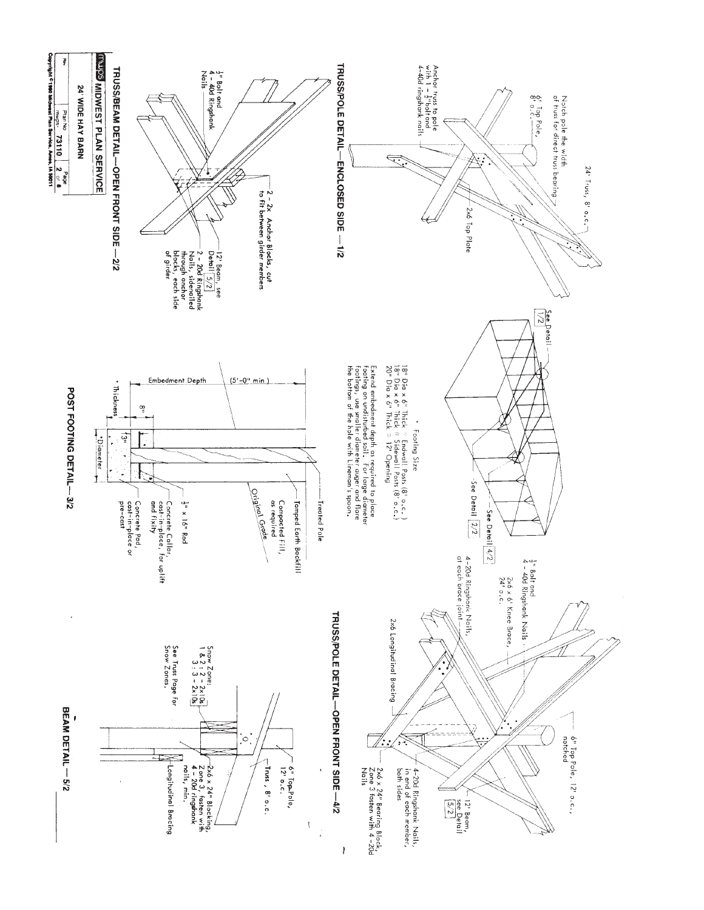## TRUSS/POLE DETAIL—ENCLOSED SIDE — 1/2

Notch pole the width of truss for direct truss bearing

6" Top Pole, 8' o.c.

Anchor truss to pole with 1 - ½" bolt and 4-40d ringshank nails

24' Truss, 8' o.c.

2x6 Top Plate

## TRUSS/BEAM DETAIL—OPEN FRONT SIDE — 2/2

½" Bolt and 4 - 40d Ringshank Nails

2 - 2x Anchor Blocks, cut to fit between girder members

12' Beam, see Detail 5/2

2 - 20d Ringshank Nails, sidenailed through anchor blocks, each side of girder

See Detail 1/2

See Detail 2/2

See Detail 4/2

## POST FOOTING DETAIL — 3/2

\* Footing Size

18" Dia x 6" Thick @ Endwall Posts (8' o.c.)
18" Dia x 6" Thick @ Sidewall Posts (8' o.c.)
20" Dia x 6" Thick @ 12' Opening

Extend embedment depth as required to place footing on undisturbed soil. For large diameter footings, use smaller diameter auger and flare the bottom of the hole with Lineman's spoon.

Embedment Depth (5'-0" min.)

Treated Pole

Tamped Earth Backfill

Compacted Fill, as required

Original Grade

8"

13"

½" x 16" Rod

Concrete Collar, cast-in-place, for uplift and fixity

Concrete Pad, cast-in-place or pre-cast

\* Thickness

\*Diameter

## TRUSS/POLE DETAIL—OPEN FRONT SIDE — 4/2

½" Bolt and 4 - 40d Ringshank Nails

2x6 x 6' Knee Brace, 24" o.c.

4 - 20d Ringshank Nails, at each brace joint

2x6 Longitudinal Bracing

6" Top Pole, 12' o.c., notched

12' Beam, see Detail 5/2

4 - 20d Ringshank Nails, in end of each member, both sides

2x6 x 24" Bearing Block, Zone 3 fasten with 4 - 20d Nails

## BEAM DETAIL — 5/2

Snow Zone:
1 & 2 : 2 - 2x10s
3 : 3 - 2x10s

See Truss Page for Snow Zones.

6" Top Pole, 12' o.c.

Truss, 8' o.c.

2x6 x 24" Blocking, Zone 3, fasten with 4 - 20d ringshank nails, min.

Longitudinal Bracing

---

mwps MIDWEST PLAN SERVICE

24' WIDE HAY BARN

| Rev | Plan No. mwps- 73110 | Page 2 of 6 |
|---|---|---|

Copyright © 1980 Midwest Plan Service, Ames, IA 50011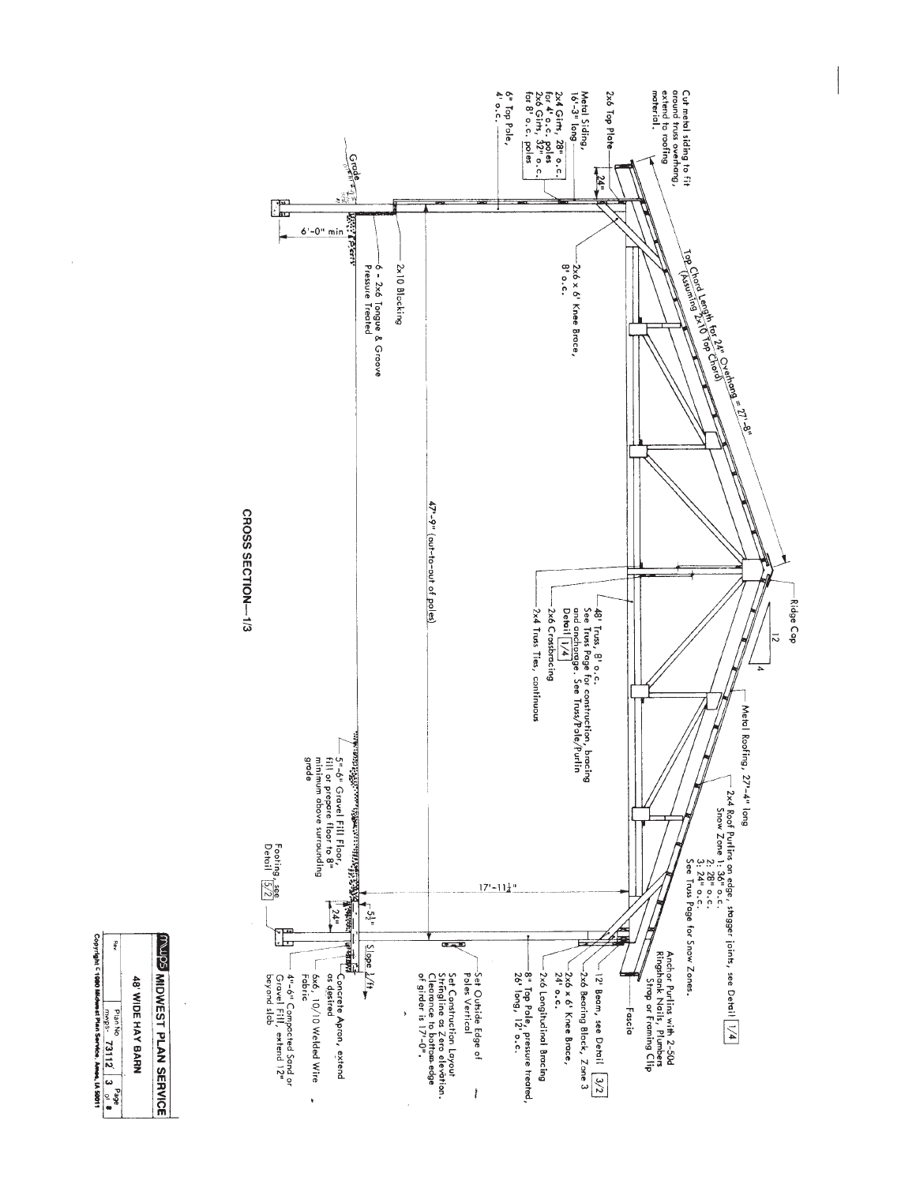# CROSS SECTION—1/3

Cut metal siding to fit around truss overhang, extend to roofing material.

2x6 Top Plate

24"

Metal Siding, 16'-3" long

2x4 Girts, 28" o.c. for 4' o.c. poles
2x6 Girts, 32" o.c. for 8' o.c. poles

6" Top Pole, 4' o.c.

Grade

6'-0" min

2x10 Blocking

6 - 2x6 Tongue & Groove Pressure Treated

2x6 x 6' Knee Brace, 8' o.c.

Top Chord Length for 24" Overhang = 27'-8" (Assuming 2x10 Top Chord)

47'-9" (out-to-out of poles)

48' Truss, 8' o.c. See Truss Page for construction, bracing and anchorage. See Truss/Pole/Purlin Detail 1/4

2x6 Crossbracing

2x4 Truss Ties, continuous

Ridge Cap

12

4

Metal Roofing, 27'-4" long

2x4 Roof Purlins on edge, stagger joints, see Detail 1/4
Snow Zone 1: 36" o.c.
2: 28" o.c.
3: 24" o.c.
See Truss Page for Snow Zones.

Anchor Purlins with 2-50d Ringshank Nails, Plumbers Strap or Framing Clip

Fascia

12' Beam, see Detail 3/2

2x6 Bearing Block, Zone 3

2x6 x 6' Knee Brace, 24" o.c.

2x6 Longitudinal Bracing

8" Top Pole, pressure treated, 26' long, 12' o.c.

Set Outside Edge of Poles Vertical

Set Construction Layout Stringline as Zero elevation. Clearance to bottom edge of girder is 17'-0".

17'-11½"

5½"

24"

Slope ¼"/ft

Concrete Apron, extend as desired

6x6, 10/10 Welded Wire Fabric

4"-6" Compacted Sand or Gravel Fill, extend 12" beyond slab

5"-6" Gravel Fill Floor, fill or prepare floor to 8" minimum above surrounding grade

Footing, see Detail 5/2

MIDWEST PLAN SERVICE

48' WIDE HAY BARN

Rev | Plan No. mwps- 73112 | Page 3 of 8

Copyright © 1980 Midwest Plan Service, Ames, IA 50011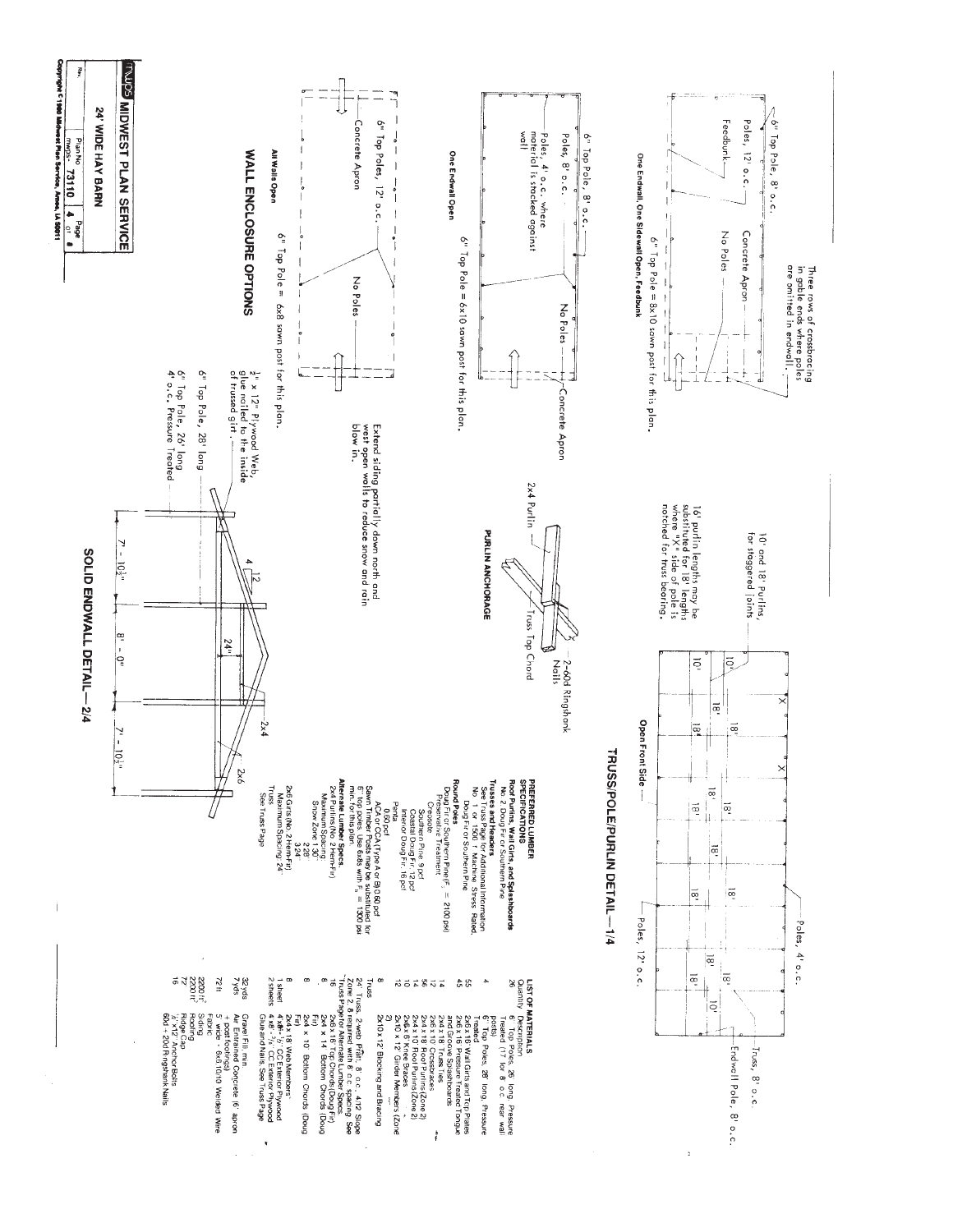# TRUSS/POLE/PURLIN DETAIL—1/4

Three rows of crossbracing in gable ends where poles are omitted in endwall.

Poles, 4' o.c.

Truss, 8' o.c.

Endwall Pole, 8' o.c.

Poles, 12' o.c.

Open Front Side

10' and 18' Purlins, for staggered joints.

16' purlin lengths may be substituted for 18' lengths where "X" side of pole is notched for truss bearing.

## PURLIN ANCHORAGE

2x4 Purlin

Truss Top Chord

2-60d Ringshank Nails

## WALL ENCLOSURE OPTIONS

### One Endwall, One Sidewall Open, Feedbunk

6" Top Pole, 8' o.c.

Poles, 12' o.c.

Feedbunk

Concrete Apron

No Poles

6" Top Pole = 8x10 sawn post for this plan.

### One Endwall Open

6" Top Pole, 8' o.c.

Poles, 8' o.c.

Poles, 4' o.c. where material is stacked against wall

No Poles

Concrete Apron

6" Top Pole = 6x10 sawn post for this plan.

### All Walls Open

6" Top Poles, 12' o.c.

Concrete Apron

No Poles

6" Top Pole = 6x8 sawn post for this plan.

Extend siding partially down north and west open walls to reduce snow and rain blow in.

## SOLID ENDWALL DETAIL—2/4

1/2" x 12" Plywood Web, glue nailed to the inside of trussed girt.

6" Top Pole, 28' long

6" Top Pole, 26' long
4' o.c., Pressure Treated

4/12

24"

2x4

2x6

7' - 10 1/2" | 8' - 0" | 7' - 10 1/2"

## PREFERRED LUMBER SPECIFICATIONS

**Roof Purlins, Wall Girts, and Splashboards**
No. 2 Doug Fir or Southern Pine

**Trusses and Headers**
See Truss Page for Additional Information
No. 1 or 1500 f Machine Stress Rated, Doug Fir or Southern Pine

**Round Poles**
Doug Fir or Southern Pine($F_b$ = 2100 psi)
Preservative Treatment:
Creosote
Southern Pine: 9 pcf
Coastal Doug Fir: 12 pcf
Interior Doug Fir: 16 pcf
Penta
0.60 pcf
ACA or CCA (Type A or B) 0.60 pcf

Sawn Timber Posts may be substituted for 6" top poles. Use 6x8s with $F_b$ = 1300 psi min. for this plan.

**Alternate Lumber Specs.**
2x4 Purlins (No. 2 Hem-Fir)
Maximum Spacing
Snow Zone 1 30"
2 28"
3 24"

2x6 Girts (No. 2 Hem-Fir)
Maximum Spacing 24"

Truss
See Truss Page

## LIST OF MATERIALS

| Quantity | Description |
|---|---|
| 26 | 6" Top Poles, 26' long, Pressure Treated (17 for 8' o.c. rear wall posts) |
| 4 | 6" Top Poles, 28' long, Pressure Treated |
| 55 | 2x6 x 16' Wall Girts and Top Plates |
| 45 | 2x6 x 16' Pressure Treated Tongue and Groove Splashboards |
| 14 | 2x4 x 18' Truss Ties |
| 12 | 2x6 x 10' Crossbraces |
| 14 | 2x4 x 10' Roof Purlins (Zone 2) |
| 56 | 2x4 x 18' Roof Purlins (Zone 2) |
| 10 | 2x6 x 8' Knee Braces |
| 12 | 2x10 x 12' Girder Members (Zone 2) |
| 8 | 2x10 x 12' Blocking and Bracing |
| Truss | |
| 24 | Truss, 2 web Pratt, 8' o.c., 4/12 Slope Zone 2, 8 required with 8' o.c. spacing. See Truss Page for Alternate Lumber Specs. |
| 16 | 2x4 x 16' Top Chords (Doug Fir) |
| 8 | 2x4 x 14' Bottom Chords (Doug Fir) |
| 8 | 2x4 x 10' Bottom Chords (Doug Fir) |
| 8 | 2x4 x 18' Web Members |
| 1 sheet | 4' x 8' - 1/2" CC Exterior Plywood |
| 2 sheets | 4' x 8' - 1/2" CC Exterior Plywood Glue and Nails. See Truss Page |
| 32 yds | Gravel Fill, min. |
| 7 yds | Air Entrained Concrete (6' apron + post footings) |
| 72 ft | 5' wide - 6x6,10/10 Welded Wire Fabric |
| 2200 ft² | Siding |
| 2200 ft² | Roofing |
| 72' | Ridge Cap |
| 16 | 1/2" x 12" Anchor Bolts |
| | 60d + 20d Ringshank Nails |

**MIDWEST PLAN SERVICE**

**24' WIDE HAY BARN**

Rev. | Plan No. mwps-73110 | Page 4 of 6

Copyright © 1980 Midwest Plan Service, Ames, IA 50011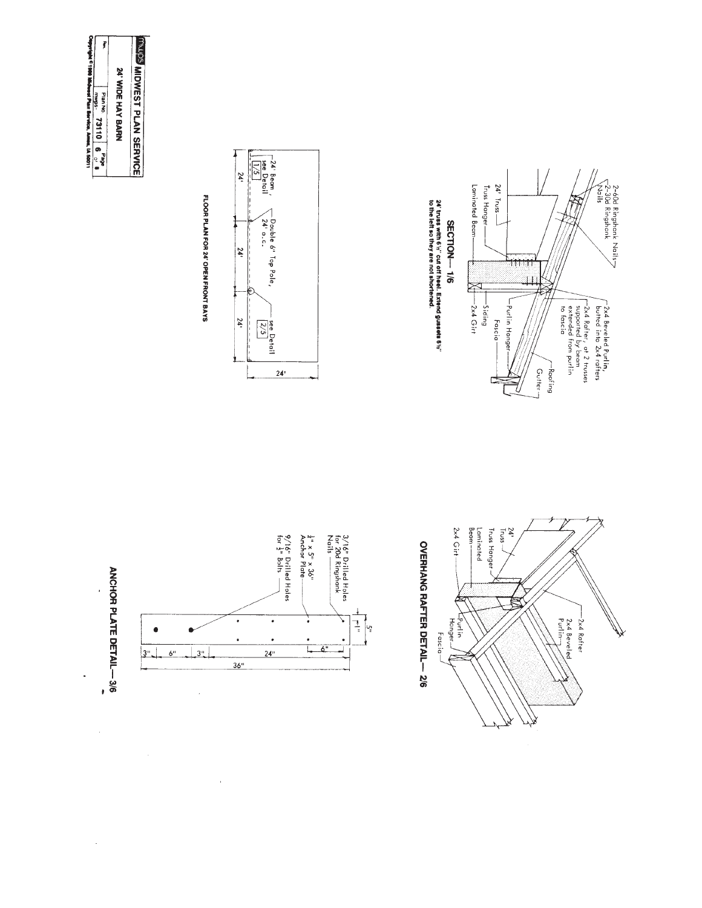## SECTION — 1/6

2-60d Ringshank Nails
2-30d Ringshank Nails
24' Truss
Truss Hanger
Laminated Beam
2x4 Beveled Purlin, butted into 2x4 rafters
2x4 Rafter, at 2 trusses supported by beam extended from purlin to fascia
Purlin Hanger
Siding
Fascia
2x4 Girt
Roofing
Gutter

**24' truss with 6½" cut off heel. Extend gussets 6½" to the left so they are not shortened.**

## OVERHANG RAFTER DETAIL — 2/6

24' Truss
Truss Hanger
Laminated Beam
2x4 Girt
2x4 Rafter
2x4 Beveled Purlin
Purlin Hanger
Fascia

## FLOOR PLAN FOR 24' OPEN FRONT BAYS

24' Beam, see Detail 1/5
Double 6" Top Pole, 24' o.c.
see Detail 2/5

24' — 24' — 24'

24'

## ANCHOR PLATE DETAIL — 3/6

3/16" Drilled Holes for 20d Ringshank Nails
¼" x 5" x 36" Anchor Plate
9/16" Drilled Holes for ½" Bolts

5"
1"
6"
3" — 6" — 3" — 24"
36"

| MWPS MIDWEST PLAN SERVICE | | |
|---|---|---|
| 24' WIDE HAY BARN | | |
| Rev. | Plan No. MWPS-73110 | Page 6 of 8 |

Copyright © 1980 Midwest Plan Service, Ames, IA 50011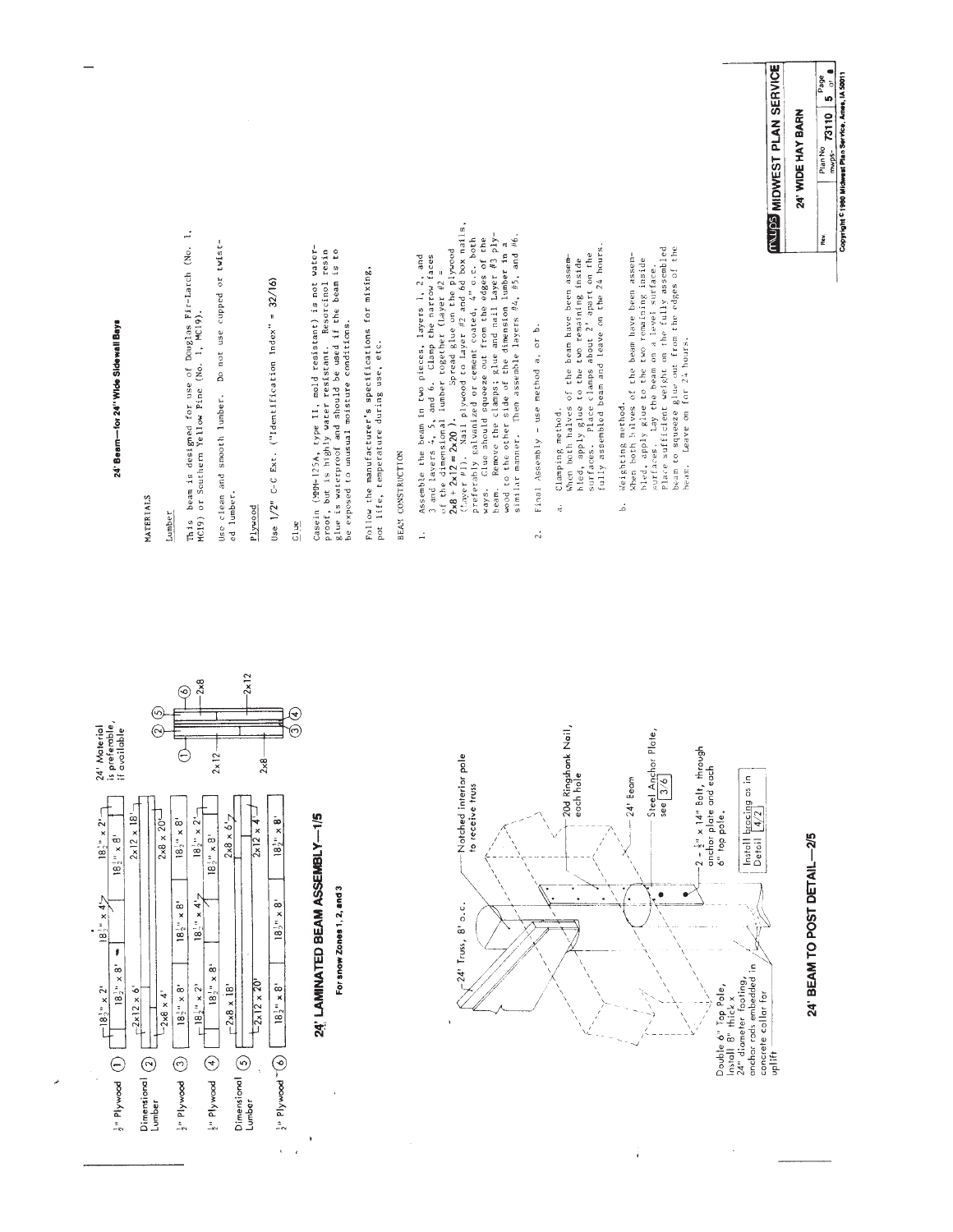## 24' Beam—for 24' Wide Sidewall Bays

### MATERIALS

Lumber

This beam is designed for use of Douglas Fir-Larch (No. 1, MC19) or Southern Yellow Pine (No. 1, MC19).

Use clean and smooth lumber. Do not use cupped or twisted lumber.

Plywood

Use 1/2" C-C Ext. ("Identification Index" = 32/16)

Glue

Casein (MMM-125A, type II, mold resistant) is not waterproof, but is highly water resistant. Resorcinol resin glue is waterproof and should be used if the beam is to be exposed to unusual moisture conditions.

Follow the manufacturer's specifications for mixing, pot life, temperature during use, etc.

### BEAM CONSTRUCTION

1. Assemble the beam in two pieces, layers 1, 2, and 3 and layers 4, 5, and 6. Clamp the narrow faces of the dimensional lumber together (Layer #2 = 2x8 + 2x12 = 2x20). Spread glue on the plywood (Layer #1). Nail plywood to Layer #2 and 6d box nails, preferably galvanized or cement coated, 4" o.c. both ways. Glue should squeeze out from the edges of the beam. Remove the clamps; glue and nail Layer #3 plywood to the other side of the dimension lumber in a similar manner. Then assemble layers #4, #5, and #6.

2. Final Assembly - use method a, or b.

   a. Clamping method.
   When both halves of the beam have been assembled, apply glue to the two remaining inside surfaces. Place clamps about 2' apart on the fully assembled beam and leave on the 24 hours.

   b. Weighting method.
   When both halves of the beam have been assembled, apply glue to the two remaining inside surfaces. Lay the beam on a level surface. Place sufficient weight on the fully assembled beam to squeeze glue out from the edges of the beam. Leave on for 24 hours.

½" Plywood ① — 18½" x 2' | 18½" x 8' | 18½" x 4' | 18½" x 8' | 18½" x 2'

Dimensional Lumber ② — 2x12 x 6' | 2x12 x 18' | 2x8 x 4' | 2x8 x 20'

½" Plywood ③ — 18½" x 2' | 18½" x 8' | 18½" x 8' | 18½" x 8' | 18½" x 2'

½" Plywood ④ — 18½" x 8' | 18½" x 4' | 18½" x 8' | 18½" x 8'

Dimensional Lumber ⑤ — 2x8 x 18' | 2x8 x 6' | 2x12 x 20' | 2x12 x 4'

½" Plywood ⑥ — 18½" x 8' | 18½" x 8' | 18½" x 8'

24' Material is preferable, if available

① ② ⑤ ⑥ ③ ④ 2x12 2x8 2x8 2x12

### 24' LAMINATED BEAM ASSEMBLY—1/5

For snow Zones 1, 2, and 3

24' Truss, 8' o.c.

Notched interior pole to receive truss

20d Ringshank Nail, each hole

24' Beam

Steel Anchor Plate, see 3/6

2 - ¾" x 14" Bolt, through anchor plate and each 6" top pole.

Double 6" Top Pole, Install 8" thick x 24" diameter footing, anchor rods embedded in concrete collar for uplift

Install bracing as in Detail 4/2

### 24' BEAM TO POST DETAIL—2/5

MWPS MIDWEST PLAN SERVICE

24' WIDE HAY BARN

Rev | Plan No mwps- 73110 | Page 5 of 6

Copyright © 1980 Midwest Plan Service, Ames, IA 50011